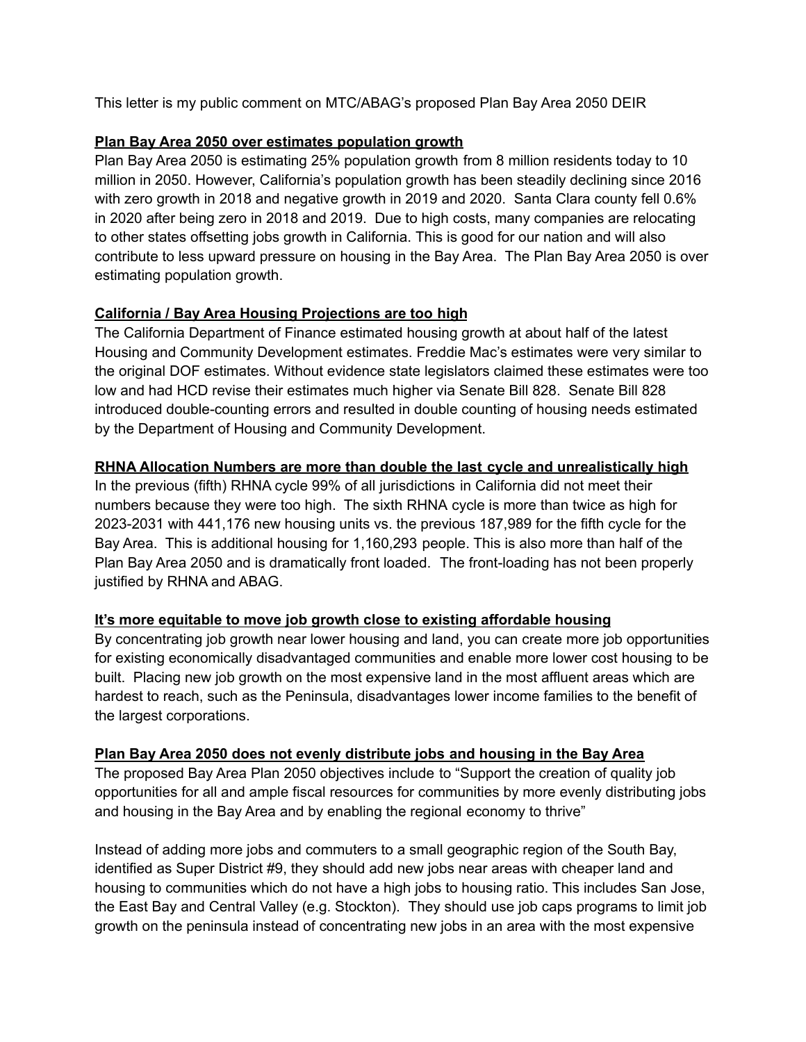This letter is my public comment on MTC/ABAG's proposed Plan Bay Area 2050 DEIR

**Plan Bay Area 2050 over estimates population growth**

Plan Bay Area 2050 is estimating 25% population growth from 8 million residents today to 10 million in 2050. However, California's population growth has been steadily declining since 2016 with zero growth in 2018 and negative growth in 2019 and 2020. Santa Clara county fell 0.6% in 2020 after being zero in 2018 and 2019. Due to high costs, many companies are relocating to other states offsetting jobs growth in California. This is good for our nation and will also contribute to less upward pressure on housing in the Bay Area. The Plan Bay Area 2050 is over estimating population growth.

**California / Bay Area Housing Projections are too high**

The California Department of Finance estimated housing growth at about half of the latest Housing and Community Development estimates. Freddie Mac's estimates were very similar to the original DOF estimates. Without evidence state legislators claimed these estimates were too low and had HCD revise their estimates much higher via Senate Bill 828. Senate Bill 828 introduced double-counting errors and resulted in double counting of housing needs estimated by the Department of Housing and Community Development.

**RHNA Allocation Numbers are more than double the last cycle and unrealistically high**

In the previous (fifth) RHNA cycle 99% of all jurisdictions in California did not meet their numbers because they were too high. The sixth RHNA cycle is more than twice as high for 2023-2031 with 441,176 new housing units vs. the previous 187,989 for the fifth cycle for the Bay Area. This is additional housing for 1,160,293 people. This is also more than half of the Plan Bay Area 2050 and is dramatically front loaded. The front-loading has not been properly justified by RHNA and ABAG.

**It's more equitable to move job growth close to existing affordable housing**

By concentrating job growth near lower housing and land, you can create more job opportunities for existing economically disadvantaged communities and enable more lower cost housing to be built. Placing new job growth on the most expensive land in the most affluent areas which are hardest to reach, such as the Peninsula, disadvantages lower income families to the benefit of the largest corporations.

**Plan Bay Area 2050 does not evenly distribute jobs and housing in the Bay Area**

The proposed Bay Area Plan 2050 objectives include to "Support the creation of quality job opportunities for all and ample fiscal resources for communities by more evenly distributing jobs and housing in the Bay Area and by enabling the regional economy to thrive"

Instead of adding more jobs and commuters to a small geographic region of the South Bay, identified as Super District #9, they should add new jobs near areas with cheaper land and housing to communities which do not have a high jobs to housing ratio. This includes San Jose, the East Bay and Central Valley (e.g. Stockton). They should use job caps programs to limit job growth on the peninsula instead of concentrating new jobs in an area with the most expensive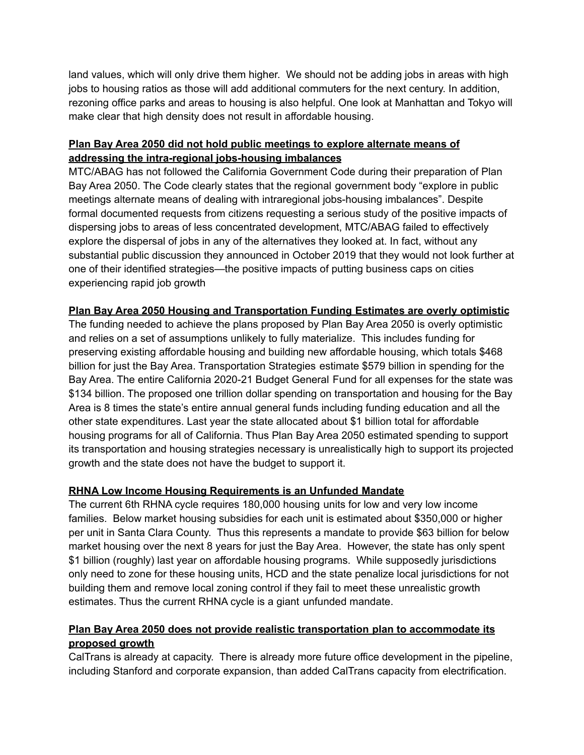land values, which will only drive them higher. We should not be adding jobs in areas with high jobs to housing ratios as those will add additional commuters for the next century. In addition, rezoning office parks and areas to housing is also helpful. One look at Manhattan and Tokyo will make clear that high density does not result in affordable housing.

**Plan Bay Area 2050 did not hold public meetings to explore alternate means of addressing the intra-regional jobs-housing imbalances**

MTC/ABAG has not followed the California Government Code during their preparation of Plan Bay Area 2050. The Code clearly states that the regional government body "explore in public meetings alternate means of dealing with intraregional jobs-housing imbalances". Despite formal documented requests from citizens requesting a serious study of the positive impacts of dispersing jobs to areas of less concentrated development, MTC/ABAG failed to effectively explore the dispersal of jobs in any of the alternatives they looked at. In fact, without any substantial public discussion they announced in October 2019 that they would not look further at one of their identified strategies—the positive impacts of putting business caps on cities experiencing rapid job growth

**Plan Bay Area 2050 Housing and Transportation Funding Estimates are overly optimistic**

The funding needed to achieve the plans proposed by Plan Bay Area 2050 is overly optimistic and relies on a set of assumptions unlikely to fully materialize. This includes funding for preserving existing affordable housing and building new affordable housing, which totals $468 billion for just the Bay Area. Transportation Strategies estimate $579 billion in spending for the Bay Area. The entire California 2020-21 Budget General Fund for all expenses for the state was $134 billion. The proposed one trillion dollar spending on transportation and housing for the Bay Area is 8 times the state's entire annual general funds including funding education and all the other state expenditures. Last year the state allocated about $1 billion total for affordable housing programs for all of California. Thus Plan Bay Area 2050 estimated spending to support its transportation and housing strategies necessary is unrealistically high to support its projected growth and the state does not have the budget to support it.

**RHNA Low Income Housing Requirements is an Unfunded Mandate**

The current 6th RHNA cycle requires 180,000 housing units for low and very low income families. Below market housing subsidies for each unit is estimated about $350,000 or higher per unit in Santa Clara County. Thus this represents a mandate to provide $63 billion for below market housing over the next 8 years for just the Bay Area. However, the state has only spent $1 billion (roughly) last year on affordable housing programs. While supposedly jurisdictions only need to zone for these housing units, HCD and the state penalize local jurisdictions for not building them and remove local zoning control if they fail to meet these unrealistic growth estimates. Thus the current RHNA cycle is a giant unfunded mandate.

**Plan Bay Area 2050 does not provide realistic transportation plan to accommodate its proposed growth**

CalTrans is already at capacity. There is already more future office development in the pipeline, including Stanford and corporate expansion, than added CalTrans capacity from electrification.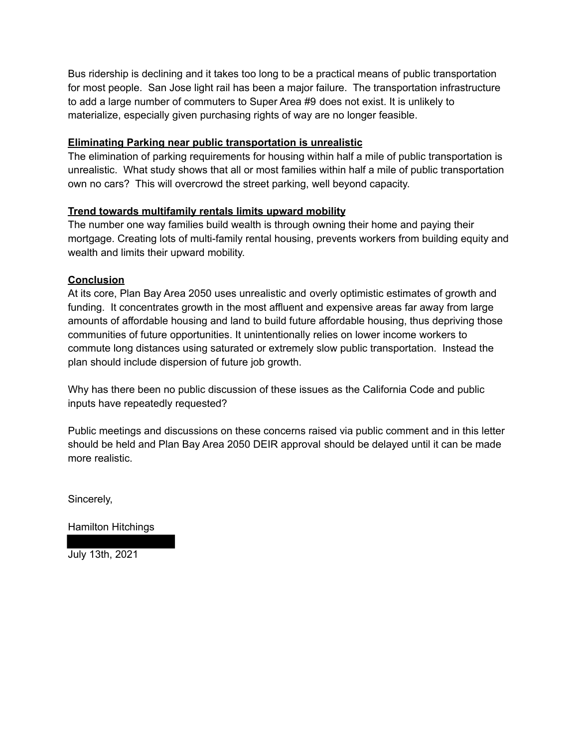Bus ridership is declining and it takes too long to be a practical means of public transportation for most people. San Jose light rail has been a major failure. The transportation infrastructure to add a large number of commuters to Super Area #9 does not exist. It is unlikely to materialize, especially given purchasing rights of way are no longer feasible.

**Eliminating Parking near public transportation is unrealistic**

The elimination of parking requirements for housing within half a mile of public transportation is unrealistic. What study shows that all or most families within half a mile of public transportation own no cars? This will overcrowd the street parking, well beyond capacity.

**Trend towards multifamily rentals limits upward mobility**

The number one way families build wealth is through owning their home and paying their mortgage. Creating lots of multi-family rental housing, prevents workers from building equity and wealth and limits their upward mobility.

**Conclusion**

At its core, Plan Bay Area 2050 uses unrealistic and overly optimistic estimates of growth and funding. It concentrates growth in the most affluent and expensive areas far away from large amounts of affordable housing and land to build future affordable housing, thus depriving those communities of future opportunities. It unintentionally relies on lower income workers to commute long distances using saturated or extremely slow public transportation. Instead the plan should include dispersion of future job growth.

Why has there been no public discussion of these issues as the California Code and public inputs have repeatedly requested?

Public meetings and discussions on these concerns raised via public comment and in this letter should be held and Plan Bay Area 2050 DEIR approval should be delayed until it can be made more realistic.

Sincerely,

Hamilton Hitchings

July 13th, 2021